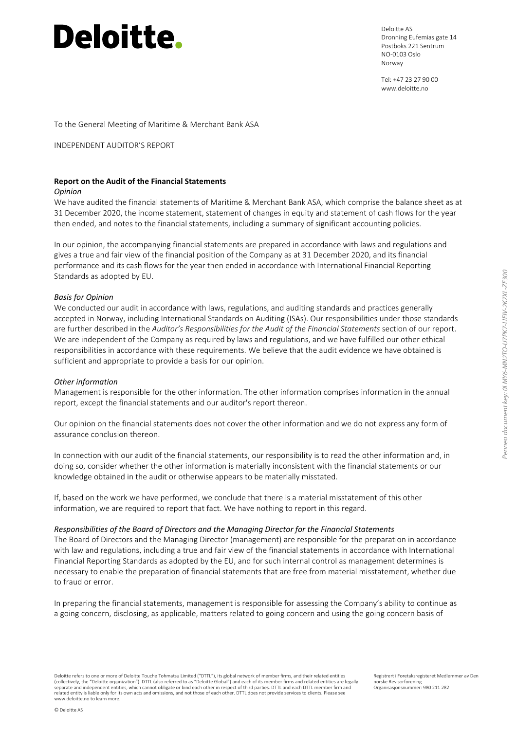# Deloitte.

Deloitte AS
Dronning Eufemias gate 14
Postboks 221 Sentrum
NO-0103 Oslo
Norway

Tel: +47 23 27 90 00
www.deloitte.no

To the General Meeting of Maritime & Merchant Bank ASA

INDEPENDENT AUDITOR'S REPORT

**Report on the Audit of the Financial Statements**

*Opinion*

We have audited the financial statements of Maritime & Merchant Bank ASA, which comprise the balance sheet as at 31 December 2020, the income statement, statement of changes in equity and statement of cash flows for the year then ended, and notes to the financial statements, including a summary of significant accounting policies.

In our opinion, the accompanying financial statements are prepared in accordance with laws and regulations and gives a true and fair view of the financial position of the Company as at 31 December 2020, and its financial performance and its cash flows for the year then ended in accordance with International Financial Reporting Standards as adopted by EU.

*Basis for Opinion*

We conducted our audit in accordance with laws, regulations, and auditing standards and practices generally accepted in Norway, including International Standards on Auditing (ISAs). Our responsibilities under those standards are further described in the *Auditor's Responsibilities for the Audit of the Financial Statements* section of our report. We are independent of the Company as required by laws and regulations, and we have fulfilled our other ethical responsibilities in accordance with these requirements. We believe that the audit evidence we have obtained is sufficient and appropriate to provide a basis for our opinion.

*Other information*

Management is responsible for the other information. The other information comprises information in the annual report, except the financial statements and our auditor's report thereon.

Our opinion on the financial statements does not cover the other information and we do not express any form of assurance conclusion thereon.

In connection with our audit of the financial statements, our responsibility is to read the other information and, in doing so, consider whether the other information is materially inconsistent with the financial statements or our knowledge obtained in the audit or otherwise appears to be materially misstated.

If, based on the work we have performed, we conclude that there is a material misstatement of this other information, we are required to report that fact. We have nothing to report in this regard.

*Responsibilities of the Board of Directors and the Managing Director for the Financial Statements*

The Board of Directors and the Managing Director (management) are responsible for the preparation in accordance with law and regulations, including a true and fair view of the financial statements in accordance with International Financial Reporting Standards as adopted by the EU, and for such internal control as management determines is necessary to enable the preparation of financial statements that are free from material misstatement, whether due to fraud or error.

In preparing the financial statements, management is responsible for assessing the Company's ability to continue as a going concern, disclosing, as applicable, matters related to going concern and using the going concern basis of

Deloitte refers to one or more of Deloitte Touche Tohmatsu Limited ("DTTL"), its global network of member firms, and their related entities (collectively, the "Deloitte organization"). DTTL (also referred to as "Deloitte Global") and each of its member firms and related entities are legally separate and independent entities, which cannot obligate or bind each other in respect of third parties. DTTL and each DTTL member firm and related entity is liable only for its own acts and omissions, and not those of each other. DTTL does not provide services to clients. Please see www.deloitte.no to learn more.

Registrert i Foretaksregisteret Medlemmer av Den norske Revisorforening
Organisasjonsnummer: 980 211 282

© Deloitte AS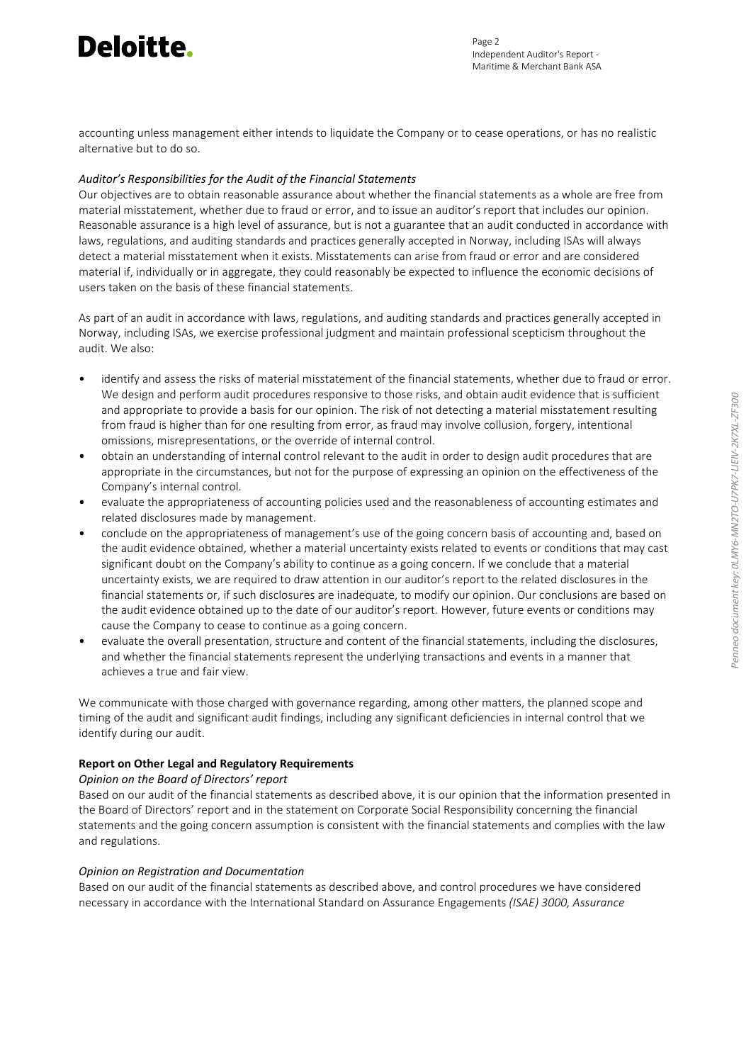accounting unless management either intends to liquidate the Company or to cease operations, or has no realistic alternative but to do so.

*Auditor's Responsibilities for the Audit of the Financial Statements*

Our objectives are to obtain reasonable assurance about whether the financial statements as a whole are free from material misstatement, whether due to fraud or error, and to issue an auditor's report that includes our opinion. Reasonable assurance is a high level of assurance, but is not a guarantee that an audit conducted in accordance with laws, regulations, and auditing standards and practices generally accepted in Norway, including ISAs will always detect a material misstatement when it exists. Misstatements can arise from fraud or error and are considered material if, individually or in aggregate, they could reasonably be expected to influence the economic decisions of users taken on the basis of these financial statements.

As part of an audit in accordance with laws, regulations, and auditing standards and practices generally accepted in Norway, including ISAs, we exercise professional judgment and maintain professional scepticism throughout the audit. We also:

- identify and assess the risks of material misstatement of the financial statements, whether due to fraud or error. We design and perform audit procedures responsive to those risks, and obtain audit evidence that is sufficient and appropriate to provide a basis for our opinion. The risk of not detecting a material misstatement resulting from fraud is higher than for one resulting from error, as fraud may involve collusion, forgery, intentional omissions, misrepresentations, or the override of internal control.
- obtain an understanding of internal control relevant to the audit in order to design audit procedures that are appropriate in the circumstances, but not for the purpose of expressing an opinion on the effectiveness of the Company's internal control.
- evaluate the appropriateness of accounting policies used and the reasonableness of accounting estimates and related disclosures made by management.
- conclude on the appropriateness of management's use of the going concern basis of accounting and, based on the audit evidence obtained, whether a material uncertainty exists related to events or conditions that may cast significant doubt on the Company's ability to continue as a going concern. If we conclude that a material uncertainty exists, we are required to draw attention in our auditor's report to the related disclosures in the financial statements or, if such disclosures are inadequate, to modify our opinion. Our conclusions are based on the audit evidence obtained up to the date of our auditor's report. However, future events or conditions may cause the Company to cease to continue as a going concern.
- evaluate the overall presentation, structure and content of the financial statements, including the disclosures, and whether the financial statements represent the underlying transactions and events in a manner that achieves a true and fair view.

We communicate with those charged with governance regarding, among other matters, the planned scope and timing of the audit and significant audit findings, including any significant deficiencies in internal control that we identify during our audit.

**Report on Other Legal and Regulatory Requirements**

*Opinion on the Board of Directors' report*

Based on our audit of the financial statements as described above, it is our opinion that the information presented in the Board of Directors' report and in the statement on Corporate Social Responsibility concerning the financial statements and the going concern assumption is consistent with the financial statements and complies with the law and regulations.

*Opinion on Registration and Documentation*

Based on our audit of the financial statements as described above, and control procedures we have considered necessary in accordance with the International Standard on Assurance Engagements *(ISAE) 3000, Assurance*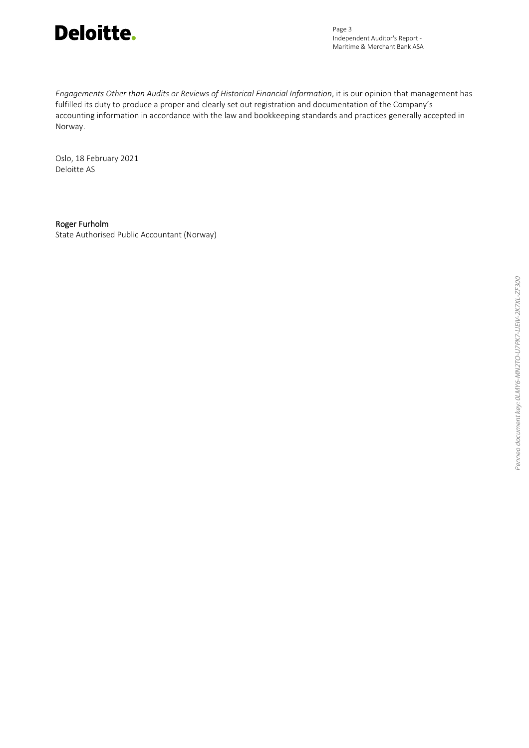*Engagements Other than Audits or Reviews of Historical Financial Information*, it is our opinion that management has fulfilled its duty to produce a proper and clearly set out registration and documentation of the Company's accounting information in accordance with the law and bookkeeping standards and practices generally accepted in Norway.

Oslo, 18 February 2021
Deloitte AS

Roger Furholm
State Authorised Public Accountant (Norway)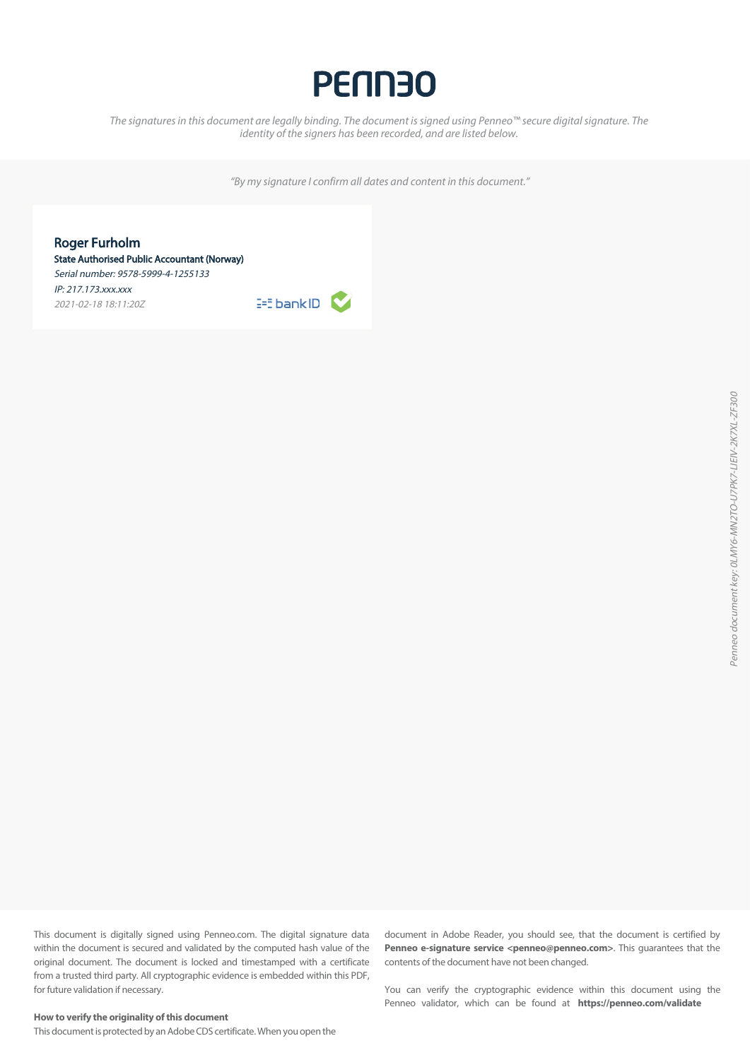# PENNEO

*The signatures in this document are legally binding. The document is signed using Penneo™ secure digital signature. The identity of the signers has been recorded, and are listed below.*

*"By my signature I confirm all dates and content in this document."*

**Roger Furholm**
**State Authorised Public Accountant (Norway)**
*Serial number: 9578-5999-4-1255133*
*IP: 217.173.xxx.xxx*
*2021-02-18 18:11:20Z*

bankID

*Penneo document key: 0LMY6-MN2TO-U7PK7-LIEIV-2K7XL-ZF300*

This document is digitally signed using Penneo.com. The digital signature data within the document is secured and validated by the computed hash value of the original document. The document is locked and timestamped with a certificate from a trusted third party. All cryptographic evidence is embedded within this PDF, for future validation if necessary.

**How to verify the originality of this document**

This document is protected by an Adobe CDS certificate. When you open the document in Adobe Reader, you should see, that the document is certified by **Penneo e-signature service <penneo@penneo.com>**. This guarantees that the contents of the document have not been changed.

You can verify the cryptographic evidence within this document using the Penneo validator, which can be found at **https://penneo.com/validate**